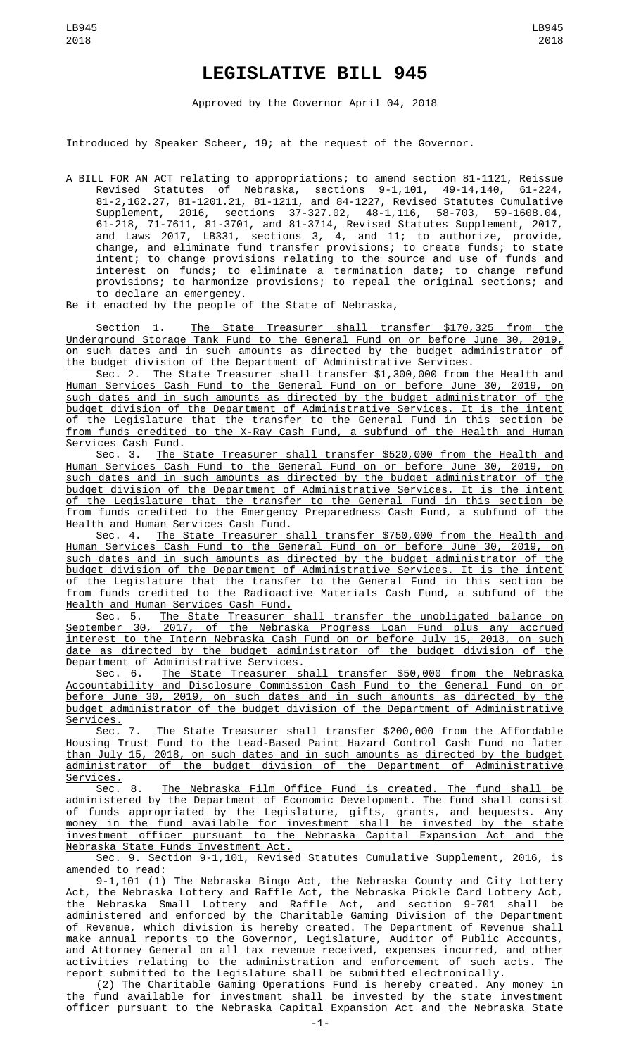# LEGISLATIVE BILL 945

Approved by the Governor April 04, 2018

Introduced by Speaker Scheer, 19; at the request of the Governor.

A BILL FOR AN ACT relating to appropriations; to amend section 81-1121, Reissue Revised Statutes of Nebraska, sections 9-1,101, 49-14,140, 61-224, 81-2,162.27, 81-1201.21, 81-1211, and 84-1227, Revised Statutes Cumulative Supplement, 2016, sections 37-327.02, 48-1,116, 58-703, 59-1608.04, 61-218, 71-7611, 81-3701, and 81-3714, Revised Statutes Supplement, 2017, and Laws 2017, LB331, sections 3, 4, and 11; to authorize, provide, change, and eliminate fund transfer provisions; to create funds; to state intent; to change provisions relating to the source and use of funds and interest on funds; to eliminate a termination date; to change refund provisions; to harmonize provisions; to repeal the original sections; and to declare an emergency.

Be it enacted by the people of the State of Nebraska,

Section 1. The State Treasurer shall transfer $170,325 from the Underground Storage Tank Fund to the General Fund on or before June 30, 2019, on such dates and in such amounts as directed by the budget administrator of the budget division of the Department of Administrative Services.

Sec. 2. The State Treasurer shall transfer $1,300,000 from the Health and Human Services Cash Fund to the General Fund on or before June 30, 2019, on such dates and in such amounts as directed by the budget administrator of the budget division of the Department of Administrative Services. It is the intent of the Legislature that the transfer to the General Fund in this section be from funds credited to the X-Ray Cash Fund, a subfund of the Health and Human Services Cash Fund.

Sec. 3. The State Treasurer shall transfer $520,000 from the Health and Human Services Cash Fund to the General Fund on or before June 30, 2019, on such dates and in such amounts as directed by the budget administrator of the budget division of the Department of Administrative Services. It is the intent of the Legislature that the transfer to the General Fund in this section be from funds credited to the Emergency Preparedness Cash Fund, a subfund of the Health and Human Services Cash Fund.

Sec. 4. The State Treasurer shall transfer $750,000 from the Health and Human Services Cash Fund to the General Fund on or before June 30, 2019, on such dates and in such amounts as directed by the budget administrator of the budget division of the Department of Administrative Services. It is the intent of the Legislature that the transfer to the General Fund in this section be from funds credited to the Radioactive Materials Cash Fund, a subfund of the Health and Human Services Cash Fund.

Sec. 5. The State Treasurer shall transfer the unobligated balance on September 30, 2017, of the Nebraska Progress Loan Fund plus any accrued interest to the Intern Nebraska Cash Fund on or before July 15, 2018, on such date as directed by the budget administrator of the budget division of the Department of Administrative Services.

Sec. 6. The State Treasurer shall transfer $50,000 from the Nebraska Accountability and Disclosure Commission Cash Fund to the General Fund on or before June 30, 2019, on such dates and in such amounts as directed by the budget administrator of the budget division of the Department of Administrative Services.

Sec. 7. The State Treasurer shall transfer $200,000 from the Affordable Housing Trust Fund to the Lead-Based Paint Hazard Control Cash Fund no later than July 15, 2018, on such dates and in such amounts as directed by the budget administrator of the budget division of the Department of Administrative Services.

Sec. 8. The Nebraska Film Office Fund is created. The fund shall be administered by the Department of Economic Development. The fund shall consist of funds appropriated by the Legislature, gifts, grants, and bequests. Any money in the fund available for investment shall be invested by the state investment officer pursuant to the Nebraska Capital Expansion Act and the Nebraska State Funds Investment Act.

Sec. 9. Section 9-1,101, Revised Statutes Cumulative Supplement, 2016, is amended to read:

9-1,101 (1) The Nebraska Bingo Act, the Nebraska County and City Lottery Act, the Nebraska Lottery and Raffle Act, the Nebraska Pickle Card Lottery Act, the Nebraska Small Lottery and Raffle Act, and section 9-701 shall be administered and enforced by the Charitable Gaming Division of the Department of Revenue, which division is hereby created. The Department of Revenue shall make annual reports to the Governor, Legislature, Auditor of Public Accounts, and Attorney General on all tax revenue received, expenses incurred, and other activities relating to the administration and enforcement of such acts. The report submitted to the Legislature shall be submitted electronically.

(2) The Charitable Gaming Operations Fund is hereby created. Any money in the fund available for investment shall be invested by the state investment officer pursuant to the Nebraska Capital Expansion Act and the Nebraska State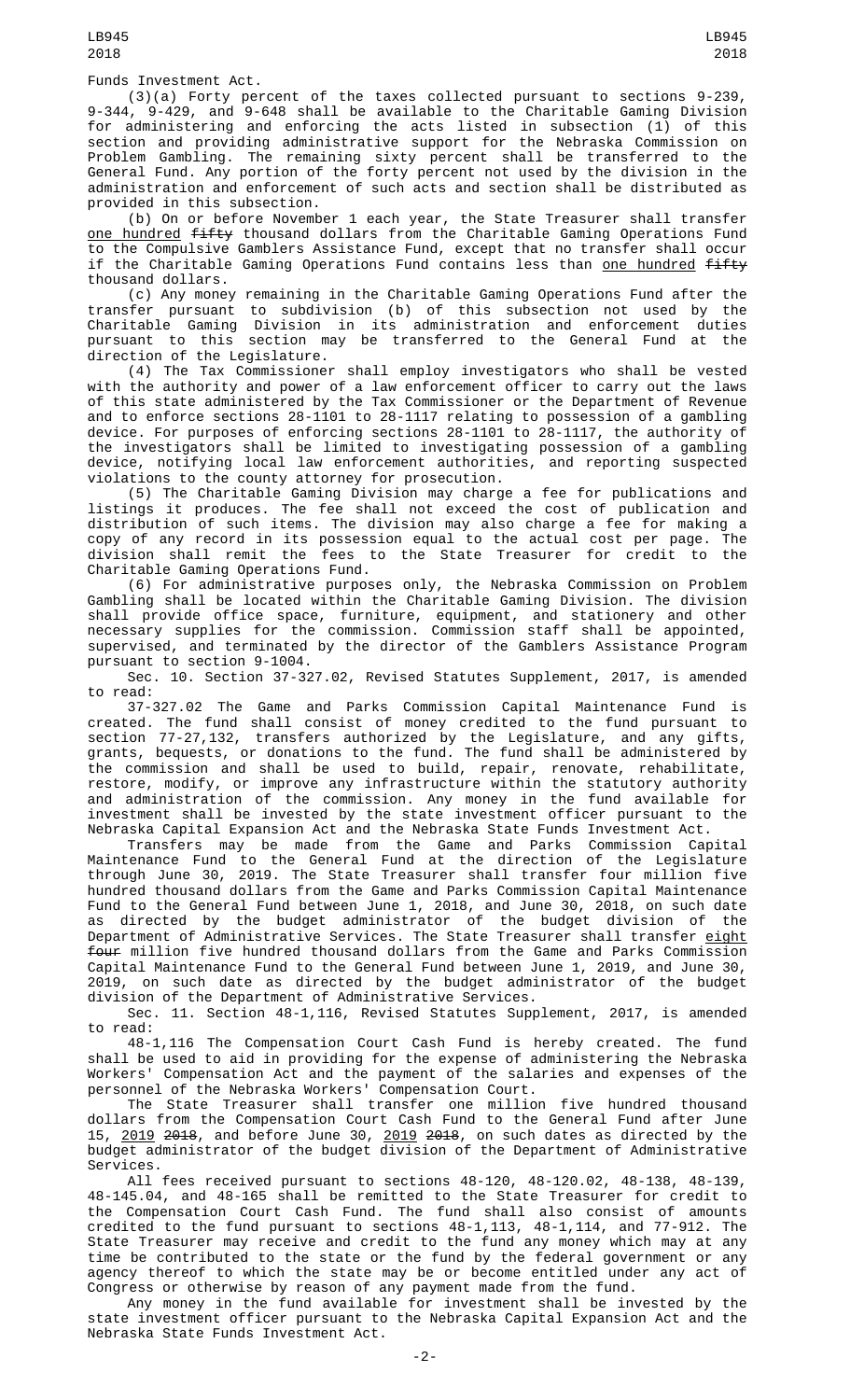Funds Investment Act.

(3)(a) Forty percent of the taxes collected pursuant to sections 9-239, 9-344, 9-429, and 9-648 shall be available to the Charitable Gaming Division for administering and enforcing the acts listed in subsection (1) of this section and providing administrative support for the Nebraska Commission on Problem Gambling. The remaining sixty percent shall be transferred to the General Fund. Any portion of the forty percent not used by the division in the administration and enforcement of such acts and section shall be distributed as provided in this subsection.

(b) On or before November 1 each year, the State Treasurer shall transfer one hundred ~~fifty~~ thousand dollars from the Charitable Gaming Operations Fund to the Compulsive Gamblers Assistance Fund, except that no transfer shall occur if the Charitable Gaming Operations Fund contains less than one hundred ~~fifty~~ thousand dollars.

(c) Any money remaining in the Charitable Gaming Operations Fund after the transfer pursuant to subdivision (b) of this subsection not used by the Charitable Gaming Division in its administration and enforcement duties pursuant to this section may be transferred to the General Fund at the direction of the Legislature.

(4) The Tax Commissioner shall employ investigators who shall be vested with the authority and power of a law enforcement officer to carry out the laws of this state administered by the Tax Commissioner or the Department of Revenue and to enforce sections 28-1101 to 28-1117 relating to possession of a gambling device. For purposes of enforcing sections 28-1101 to 28-1117, the authority of the investigators shall be limited to investigating possession of a gambling device, notifying local law enforcement authorities, and reporting suspected violations to the county attorney for prosecution.

(5) The Charitable Gaming Division may charge a fee for publications and listings it produces. The fee shall not exceed the cost of publication and distribution of such items. The division may also charge a fee for making a copy of any record in its possession equal to the actual cost per page. The division shall remit the fees to the State Treasurer for credit to the Charitable Gaming Operations Fund.

(6) For administrative purposes only, the Nebraska Commission on Problem Gambling shall be located within the Charitable Gaming Division. The division shall provide office space, furniture, equipment, and stationery and other necessary supplies for the commission. Commission staff shall be appointed, supervised, and terminated by the director of the Gamblers Assistance Program pursuant to section 9-1004.

Sec. 10. Section 37-327.02, Revised Statutes Supplement, 2017, is amended to read:

37-327.02 The Game and Parks Commission Capital Maintenance Fund is created. The fund shall consist of money credited to the fund pursuant to section 77-27,132, transfers authorized by the Legislature, and any gifts, grants, bequests, or donations to the fund. The fund shall be administered by the commission and shall be used to build, repair, renovate, rehabilitate, restore, modify, or improve any infrastructure within the statutory authority and administration of the commission. Any money in the fund available for investment shall be invested by the state investment officer pursuant to the Nebraska Capital Expansion Act and the Nebraska State Funds Investment Act.

Transfers may be made from the Game and Parks Commission Capital Maintenance Fund to the General Fund at the direction of the Legislature through June 30, 2019. The State Treasurer shall transfer four million five hundred thousand dollars from the Game and Parks Commission Capital Maintenance Fund to the General Fund between June 1, 2018, and June 30, 2018, on such date as directed by the budget administrator of the budget division of the Department of Administrative Services. The State Treasurer shall transfer eight ~~four~~ million five hundred thousand dollars from the Game and Parks Commission Capital Maintenance Fund to the General Fund between June 1, 2019, and June 30, 2019, on such date as directed by the budget administrator of the budget division of the Department of Administrative Services.

Sec. 11. Section 48-1,116, Revised Statutes Supplement, 2017, is amended to read:

48-1,116 The Compensation Court Cash Fund is hereby created. The fund shall be used to aid in providing for the expense of administering the Nebraska Workers' Compensation Act and the payment of the salaries and expenses of the personnel of the Nebraska Workers' Compensation Court.

The State Treasurer shall transfer one million five hundred thousand dollars from the Compensation Court Cash Fund to the General Fund after June 15, 2019 ~~2018~~, and before June 30, 2019 ~~2018~~, on such dates as directed by the budget administrator of the budget division of the Department of Administrative Services.

All fees received pursuant to sections 48-120, 48-120.02, 48-138, 48-139, 48-145.04, and 48-165 shall be remitted to the State Treasurer for credit to the Compensation Court Cash Fund. The fund shall also consist of amounts credited to the fund pursuant to sections 48-1,113, 48-1,114, and 77-912. The State Treasurer may receive and credit to the fund any money which may at any time be contributed to the state or the fund by the federal government or any agency thereof to which the state may be or become entitled under any act of Congress or otherwise by reason of any payment made from the fund.

Any money in the fund available for investment shall be invested by the state investment officer pursuant to the Nebraska Capital Expansion Act and the Nebraska State Funds Investment Act.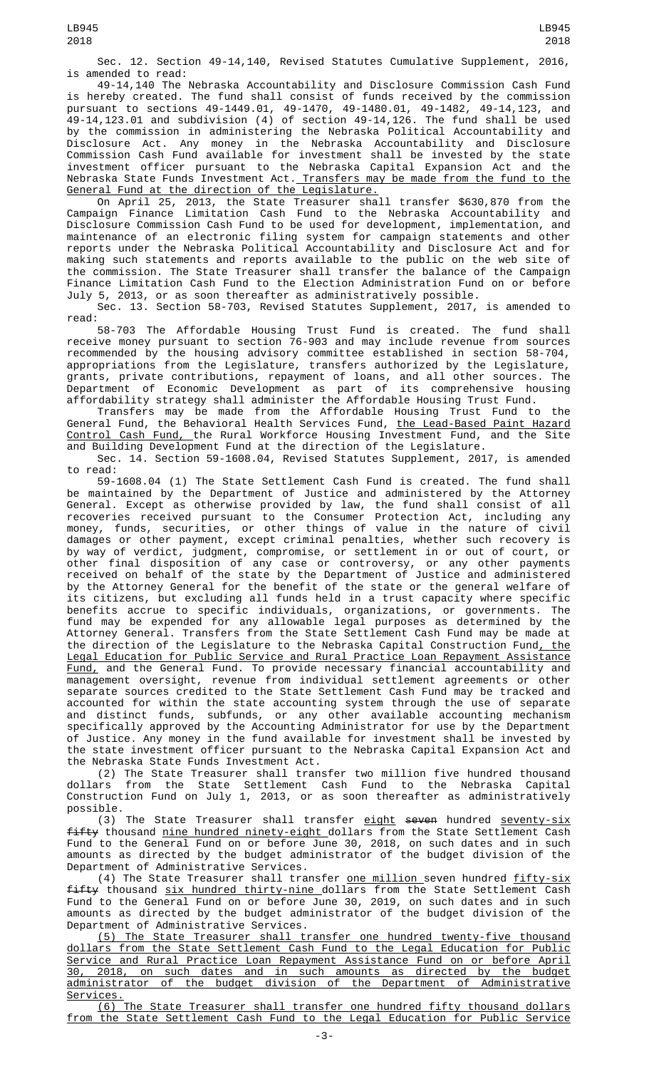Sec. 12. Section 49-14,140, Revised Statutes Cumulative Supplement, 2016, is amended to read:

49-14,140 The Nebraska Accountability and Disclosure Commission Cash Fund is hereby created. The fund shall consist of funds received by the commission pursuant to sections 49-1449.01, 49-1470, 49-1480.01, 49-1482, 49-14,123, and 49-14,123.01 and subdivision (4) of section 49-14,126. The fund shall be used by the commission in administering the Nebraska Political Accountability and Disclosure Act. Any money in the Nebraska Accountability and Disclosure Commission Cash Fund available for investment shall be invested by the state investment officer pursuant to the Nebraska Capital Expansion Act and the Nebraska State Funds Investment Act. Transfers may be made from the fund to the General Fund at the direction of the Legislature.

On April 25, 2013, the State Treasurer shall transfer $630,870 from the Campaign Finance Limitation Cash Fund to the Nebraska Accountability and Disclosure Commission Cash Fund to be used for development, implementation, and maintenance of an electronic filing system for campaign statements and other reports under the Nebraska Political Accountability and Disclosure Act and for making such statements and reports available to the public on the web site of the commission. The State Treasurer shall transfer the balance of the Campaign Finance Limitation Cash Fund to the Election Administration Fund on or before July 5, 2013, or as soon thereafter as administratively possible.

Sec. 13. Section 58-703, Revised Statutes Supplement, 2017, is amended to read:

58-703 The Affordable Housing Trust Fund is created. The fund shall receive money pursuant to section 76-903 and may include revenue from sources recommended by the housing advisory committee established in section 58-704, appropriations from the Legislature, transfers authorized by the Legislature, grants, private contributions, repayment of loans, and all other sources. The Department of Economic Development as part of its comprehensive housing affordability strategy shall administer the Affordable Housing Trust Fund.

Transfers may be made from the Affordable Housing Trust Fund to the General Fund, the Behavioral Health Services Fund, the Lead-Based Paint Hazard Control Cash Fund, the Rural Workforce Housing Investment Fund, and the Site and Building Development Fund at the direction of the Legislature.

Sec. 14. Section 59-1608.04, Revised Statutes Supplement, 2017, is amended to read:

59-1608.04 (1) The State Settlement Cash Fund is created. The fund shall be maintained by the Department of Justice and administered by the Attorney General. Except as otherwise provided by law, the fund shall consist of all recoveries received pursuant to the Consumer Protection Act, including any money, funds, securities, or other things of value in the nature of civil damages or other payment, except criminal penalties, whether such recovery is by way of verdict, judgment, compromise, or settlement in or out of court, or other final disposition of any case or controversy, or any other payments received on behalf of the state by the Department of Justice and administered by the Attorney General for the benefit of the state or the general welfare of its citizens, but excluding all funds held in a trust capacity where specific benefits accrue to specific individuals, organizations, or governments. The fund may be expended for any allowable legal purposes as determined by the Attorney General. Transfers from the State Settlement Cash Fund may be made at the direction of the Legislature to the Nebraska Capital Construction Fund, the Legal Education for Public Service and Rural Practice Loan Repayment Assistance Fund, and the General Fund. To provide necessary financial accountability and management oversight, revenue from individual settlement agreements or other separate sources credited to the State Settlement Cash Fund may be tracked and accounted for within the state accounting system through the use of separate and distinct funds, subfunds, or any other available accounting mechanism specifically approved by the Accounting Administrator for use by the Department of Justice. Any money in the fund available for investment shall be invested by the state investment officer pursuant to the Nebraska Capital Expansion Act and the Nebraska State Funds Investment Act.

(2) The State Treasurer shall transfer two million five hundred thousand dollars from the State Settlement Cash Fund to the Nebraska Capital Construction Fund on July 1, 2013, or as soon thereafter as administratively possible.

(3) The State Treasurer shall transfer eight ~~seven~~ hundred seventy-six ~~fifty~~ thousand nine hundred ninety-eight dollars from the State Settlement Cash Fund to the General Fund on or before June 30, 2018, on such dates and in such amounts as directed by the budget administrator of the budget division of the Department of Administrative Services.

(4) The State Treasurer shall transfer one million seven hundred fifty-six ~~fifty~~ thousand six hundred thirty-nine dollars from the State Settlement Cash Fund to the General Fund on or before June 30, 2019, on such dates and in such amounts as directed by the budget administrator of the budget division of the Department of Administrative Services.

(5) The State Treasurer shall transfer one hundred twenty-five thousand dollars from the State Settlement Cash Fund to the Legal Education for Public Service and Rural Practice Loan Repayment Assistance Fund on or before April 30, 2018, on such dates and in such amounts as directed by the budget administrator of the budget division of the Department of Administrative Services.

(6) The State Treasurer shall transfer one hundred fifty thousand dollars from the State Settlement Cash Fund to the Legal Education for Public Service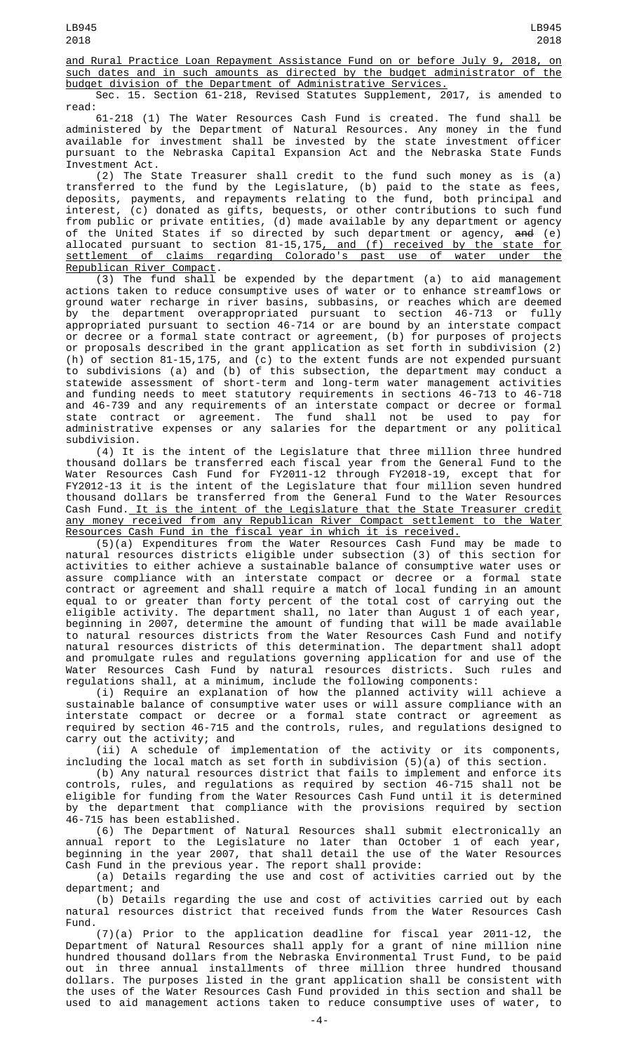and Rural Practice Loan Repayment Assistance Fund on or before July 9, 2018, on such dates and in such amounts as directed by the budget administrator of the budget division of the Department of Administrative Services.

Sec. 15. Section 61-218, Revised Statutes Supplement, 2017, is amended to read:

61-218 (1) The Water Resources Cash Fund is created. The fund shall be administered by the Department of Natural Resources. Any money in the fund available for investment shall be invested by the state investment officer pursuant to the Nebraska Capital Expansion Act and the Nebraska State Funds Investment Act.

(2) The State Treasurer shall credit to the fund such money as is (a) transferred to the fund by the Legislature, (b) paid to the state as fees, deposits, payments, and repayments relating to the fund, both principal and interest, (c) donated as gifts, bequests, or other contributions to such fund from public or private entities, (d) made available by any department or agency of the United States if so directed by such department or agency, ~~and~~ (e) allocated pursuant to section 81-15,175, and (f) received by the state for settlement of claims regarding Colorado's past use of water under the Republican River Compact.

(3) The fund shall be expended by the department (a) to aid management actions taken to reduce consumptive uses of water or to enhance streamflows or ground water recharge in river basins, subbasins, or reaches which are deemed by the department overappropriated pursuant to section 46-713 or fully appropriated pursuant to section 46-714 or are bound by an interstate compact or decree or a formal state contract or agreement, (b) for purposes of projects or proposals described in the grant application as set forth in subdivision (2)(h) of section 81-15,175, and (c) to the extent funds are not expended pursuant to subdivisions (a) and (b) of this subsection, the department may conduct a statewide assessment of short-term and long-term water management activities and funding needs to meet statutory requirements in sections 46-713 to 46-718 and 46-739 and any requirements of an interstate compact or decree or formal state contract or agreement. The fund shall not be used to pay for administrative expenses or any salaries for the department or any political subdivision.

(4) It is the intent of the Legislature that three million three hundred thousand dollars be transferred each fiscal year from the General Fund to the Water Resources Cash Fund for FY2011-12 through FY2018-19, except that for FY2012-13 it is the intent of the Legislature that four million seven hundred thousand dollars be transferred from the General Fund to the Water Resources Cash Fund. It is the intent of the Legislature that the State Treasurer credit any money received from any Republican River Compact settlement to the Water Resources Cash Fund in the fiscal year in which it is received.

(5)(a) Expenditures from the Water Resources Cash Fund may be made to natural resources districts eligible under subsection (3) of this section for activities to either achieve a sustainable balance of consumptive water uses or assure compliance with an interstate compact or decree or a formal state contract or agreement and shall require a match of local funding in an amount equal to or greater than forty percent of the total cost of carrying out the eligible activity. The department shall, no later than August 1 of each year, beginning in 2007, determine the amount of funding that will be made available to natural resources districts from the Water Resources Cash Fund and notify natural resources districts of this determination. The department shall adopt and promulgate rules and regulations governing application for and use of the Water Resources Cash Fund by natural resources districts. Such rules and regulations shall, at a minimum, include the following components:

(i) Require an explanation of how the planned activity will achieve a sustainable balance of consumptive water uses or will assure compliance with an interstate compact or decree or a formal state contract or agreement as required by section 46-715 and the controls, rules, and regulations designed to carry out the activity; and

(ii) A schedule of implementation of the activity or its components, including the local match as set forth in subdivision (5)(a) of this section.

(b) Any natural resources district that fails to implement and enforce its controls, rules, and regulations as required by section 46-715 shall not be eligible for funding from the Water Resources Cash Fund until it is determined by the department that compliance with the provisions required by section 46-715 has been established.

(6) The Department of Natural Resources shall submit electronically an annual report to the Legislature no later than October 1 of each year, beginning in the year 2007, that shall detail the use of the Water Resources Cash Fund in the previous year. The report shall provide:

(a) Details regarding the use and cost of activities carried out by the department; and

(b) Details regarding the use and cost of activities carried out by each natural resources district that received funds from the Water Resources Cash Fund.

(7)(a) Prior to the application deadline for fiscal year 2011-12, the Department of Natural Resources shall apply for a grant of nine million nine hundred thousand dollars from the Nebraska Environmental Trust Fund, to be paid out in three annual installments of three million three hundred thousand dollars. The purposes listed in the grant application shall be consistent with the uses of the Water Resources Cash Fund provided in this section and shall be used to aid management actions taken to reduce consumptive uses of water, to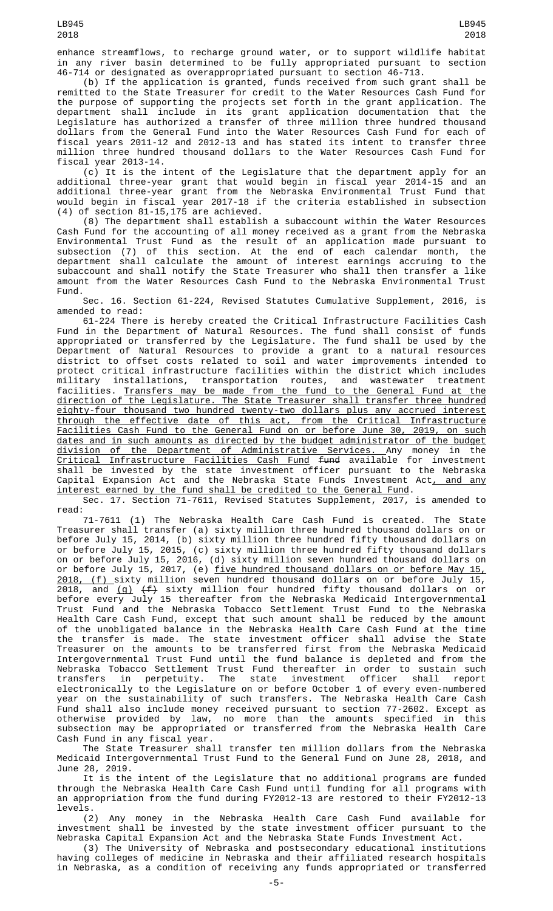enhance streamflows, to recharge ground water, or to support wildlife habitat in any river basin determined to be fully appropriated pursuant to section 46-714 or designated as overappropriated pursuant to section 46-713.

(b) If the application is granted, funds received from such grant shall be remitted to the State Treasurer for credit to the Water Resources Cash Fund for the purpose of supporting the projects set forth in the grant application. The department shall include in its grant application documentation that the Legislature has authorized a transfer of three million three hundred thousand dollars from the General Fund into the Water Resources Cash Fund for each of fiscal years 2011-12 and 2012-13 and has stated its intent to transfer three million three hundred thousand dollars to the Water Resources Cash Fund for fiscal year 2013-14.

(c) It is the intent of the Legislature that the department apply for an additional three-year grant that would begin in fiscal year 2014-15 and an additional three-year grant from the Nebraska Environmental Trust Fund that would begin in fiscal year 2017-18 if the criteria established in subsection (4) of section 81-15,175 are achieved.

(8) The department shall establish a subaccount within the Water Resources Cash Fund for the accounting of all money received as a grant from the Nebraska Environmental Trust Fund as the result of an application made pursuant to subsection (7) of this section. At the end of each calendar month, the department shall calculate the amount of interest earnings accruing to the subaccount and shall notify the State Treasurer who shall then transfer a like amount from the Water Resources Cash Fund to the Nebraska Environmental Trust Fund.

Sec. 16. Section 61-224, Revised Statutes Cumulative Supplement, 2016, is amended to read:

61-224 There is hereby created the Critical Infrastructure Facilities Cash Fund in the Department of Natural Resources. The fund shall consist of funds appropriated or transferred by the Legislature. The fund shall be used by the Department of Natural Resources to provide a grant to a natural resources district to offset costs related to soil and water improvements intended to protect critical infrastructure facilities within the district which includes military installations, transportation routes, and wastewater treatment facilities. Transfers may be made from the fund to the General Fund at the direction of the Legislature. The State Treasurer shall transfer three hundred eighty-four thousand two hundred twenty-two dollars plus any accrued interest through the effective date of this act, from the Critical Infrastructure Facilities Cash Fund to the General Fund on or before June 30, 2019, on such dates and in such amounts as directed by the budget administrator of the budget division of the Department of Administrative Services. Any money in the Critical Infrastructure Facilities Cash Fund ~~fund~~ available for investment shall be invested by the state investment officer pursuant to the Nebraska Capital Expansion Act and the Nebraska State Funds Investment Act, and any interest earned by the fund shall be credited to the General Fund.

Sec. 17. Section 71-7611, Revised Statutes Supplement, 2017, is amended to read:

71-7611 (1) The Nebraska Health Care Cash Fund is created. The State Treasurer shall transfer (a) sixty million three hundred thousand dollars on or before July 15, 2014, (b) sixty million three hundred fifty thousand dollars on or before July 15, 2015, (c) sixty million three hundred fifty thousand dollars on or before July 15, 2016, (d) sixty million seven hundred thousand dollars on or before July 15, 2017, (e) five hundred thousand dollars on or before May 15, 2018, (f) sixty million seven hundred thousand dollars on or before July 15, 2018, and (g) ~~(f)~~ sixty million four hundred fifty thousand dollars on or before every July 15 thereafter from the Nebraska Medicaid Intergovernmental Trust Fund and the Nebraska Tobacco Settlement Trust Fund to the Nebraska Health Care Cash Fund, except that such amount shall be reduced by the amount of the unobligated balance in the Nebraska Health Care Cash Fund at the time the transfer is made. The state investment officer shall advise the State Treasurer on the amounts to be transferred first from the Nebraska Medicaid Intergovernmental Trust Fund until the fund balance is depleted and from the Nebraska Tobacco Settlement Trust Fund thereafter in order to sustain such transfers in perpetuity. The state investment officer shall report electronically to the Legislature on or before October 1 of every even-numbered year on the sustainability of such transfers. The Nebraska Health Care Cash Fund shall also include money received pursuant to section 77-2602. Except as otherwise provided by law, no more than the amounts specified in this subsection may be appropriated or transferred from the Nebraska Health Care Cash Fund in any fiscal year.

The State Treasurer shall transfer ten million dollars from the Nebraska Medicaid Intergovernmental Trust Fund to the General Fund on June 28, 2018, and June 28, 2019.

It is the intent of the Legislature that no additional programs are funded through the Nebraska Health Care Cash Fund until funding for all programs with an appropriation from the fund during FY2012-13 are restored to their FY2012-13 levels.

(2) Any money in the Nebraska Health Care Cash Fund available for investment shall be invested by the state investment officer pursuant to the Nebraska Capital Expansion Act and the Nebraska State Funds Investment Act.

(3) The University of Nebraska and postsecondary educational institutions having colleges of medicine in Nebraska and their affiliated research hospitals in Nebraska, as a condition of receiving any funds appropriated or transferred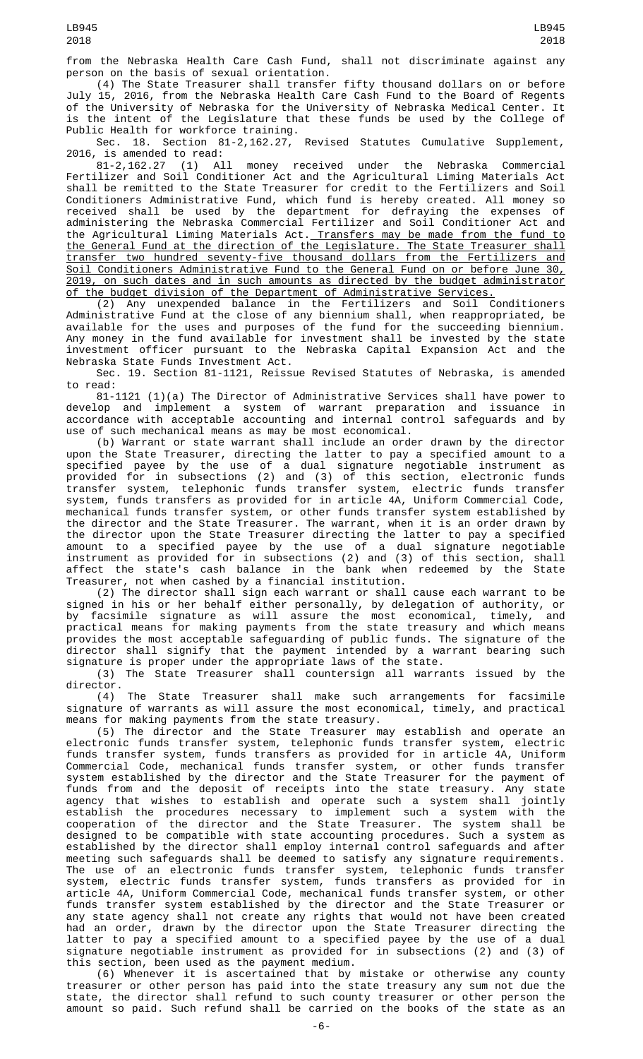from the Nebraska Health Care Cash Fund, shall not discriminate against any person on the basis of sexual orientation.

(4) The State Treasurer shall transfer fifty thousand dollars on or before July 15, 2016, from the Nebraska Health Care Cash Fund to the Board of Regents of the University of Nebraska for the University of Nebraska Medical Center. It is the intent of the Legislature that these funds be used by the College of Public Health for workforce training.

Sec. 18. Section 81-2,162.27, Revised Statutes Cumulative Supplement, 2016, is amended to read:

81-2,162.27 (1) All money received under the Nebraska Commercial Fertilizer and Soil Conditioner Act and the Agricultural Liming Materials Act shall be remitted to the State Treasurer for credit to the Fertilizers and Soil Conditioners Administrative Fund, which fund is hereby created. All money so received shall be used by the department for defraying the expenses of administering the Nebraska Commercial Fertilizer and Soil Conditioner Act and the Agricultural Liming Materials Act. Transfers may be made from the fund to the General Fund at the direction of the Legislature. The State Treasurer shall transfer two hundred seventy-five thousand dollars from the Fertilizers and Soil Conditioners Administrative Fund to the General Fund on or before June 30, 2019, on such dates and in such amounts as directed by the budget administrator of the budget division of the Department of Administrative Services.

(2) Any unexpended balance in the Fertilizers and Soil Conditioners Administrative Fund at the close of any biennium shall, when reappropriated, be available for the uses and purposes of the fund for the succeeding biennium. Any money in the fund available for investment shall be invested by the state investment officer pursuant to the Nebraska Capital Expansion Act and the Nebraska State Funds Investment Act.

Sec. 19. Section 81-1121, Reissue Revised Statutes of Nebraska, is amended to read:

81-1121 (1)(a) The Director of Administrative Services shall have power to develop and implement a system of warrant preparation and issuance in accordance with acceptable accounting and internal control safeguards and by use of such mechanical means as may be most economical.

(b) Warrant or state warrant shall include an order drawn by the director upon the State Treasurer, directing the latter to pay a specified amount to a specified payee by the use of a dual signature negotiable instrument as provided for in subsections (2) and (3) of this section, electronic funds transfer system, telephonic funds transfer system, electric funds transfer system, funds transfers as provided for in article 4A, Uniform Commercial Code, mechanical funds transfer system, or other funds transfer system established by the director and the State Treasurer. The warrant, when it is an order drawn by the director upon the State Treasurer directing the latter to pay a specified amount to a specified payee by the use of a dual signature negotiable instrument as provided for in subsections (2) and (3) of this section, shall affect the state's cash balance in the bank when redeemed by the State Treasurer, not when cashed by a financial institution.

(2) The director shall sign each warrant or shall cause each warrant to be signed in his or her behalf either personally, by delegation of authority, or by facsimile signature as will assure the most economical, timely, and practical means for making payments from the state treasury and which means provides the most acceptable safeguarding of public funds. The signature of the director shall signify that the payment intended by a warrant bearing such signature is proper under the appropriate laws of the state.

(3) The State Treasurer shall countersign all warrants issued by the director.

(4) The State Treasurer shall make such arrangements for facsimile signature of warrants as will assure the most economical, timely, and practical means for making payments from the state treasury.

(5) The director and the State Treasurer may establish and operate an electronic funds transfer system, telephonic funds transfer system, electric funds transfer system, funds transfers as provided for in article 4A, Uniform Commercial Code, mechanical funds transfer system, or other funds transfer system established by the director and the State Treasurer for the payment of funds from and the deposit of receipts into the state treasury. Any state agency that wishes to establish and operate such a system shall jointly establish the procedures necessary to implement such a system with the cooperation of the director and the State Treasurer. The system shall be designed to be compatible with state accounting procedures. Such a system as established by the director shall employ internal control safeguards and after meeting such safeguards shall be deemed to satisfy any signature requirements. The use of an electronic funds transfer system, telephonic funds transfer system, electric funds transfer system, funds transfers as provided for in article 4A, Uniform Commercial Code, mechanical funds transfer system, or other funds transfer system established by the director and the State Treasurer or any state agency shall not create any rights that would not have been created had an order, drawn by the director upon the State Treasurer directing the latter to pay a specified amount to a specified payee by the use of a dual signature negotiable instrument as provided for in subsections (2) and (3) of this section, been used as the payment medium.

(6) Whenever it is ascertained that by mistake or otherwise any county treasurer or other person has paid into the state treasury any sum not due the state, the director shall refund to such county treasurer or other person the amount so paid. Such refund shall be carried on the books of the state as an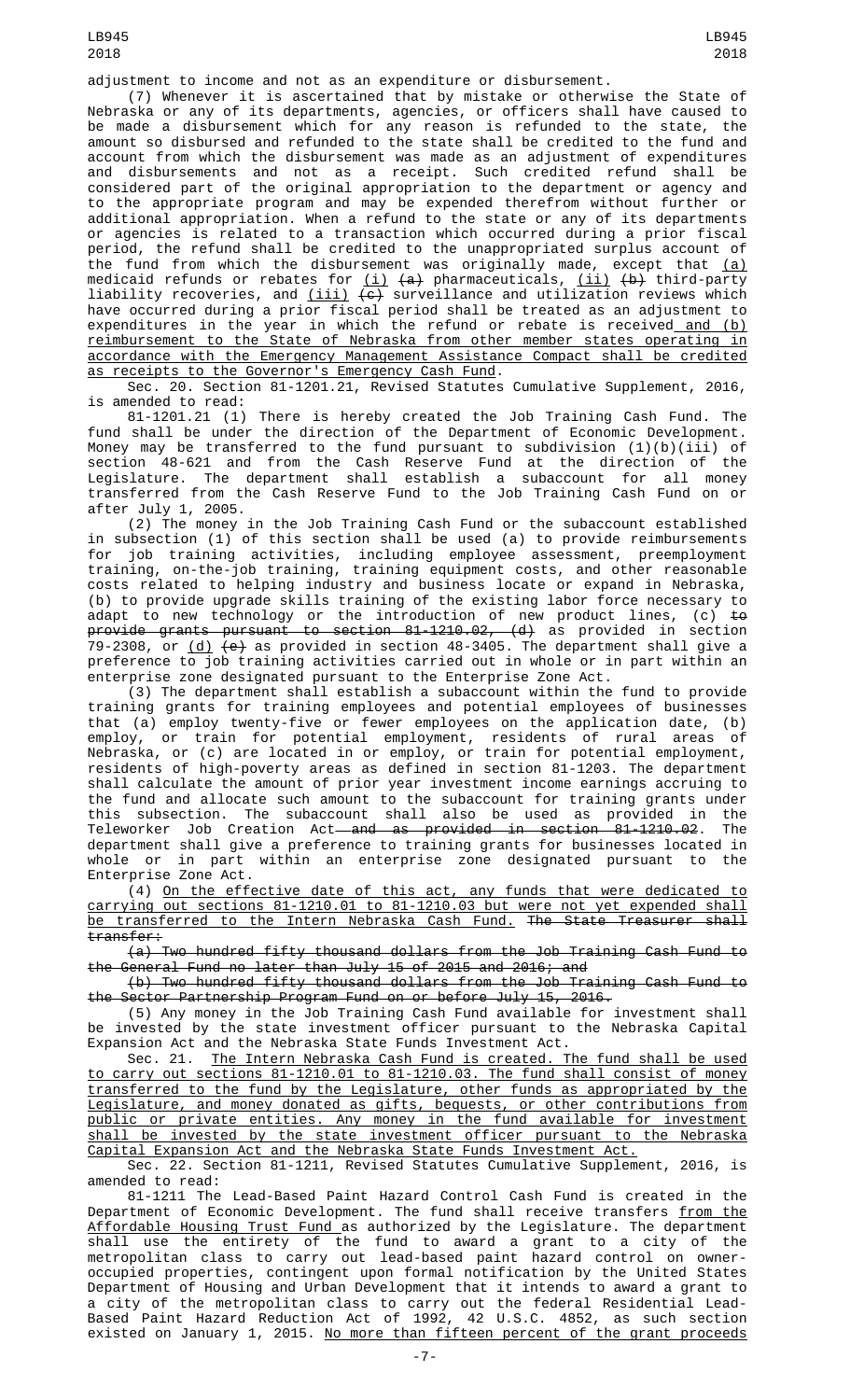adjustment to income and not as an expenditure or disbursement.

(7) Whenever it is ascertained that by mistake or otherwise the State of Nebraska or any of its departments, agencies, or officers shall have caused to be made a disbursement which for any reason is refunded to the state, the amount so disbursed and refunded to the state shall be credited to the fund and account from which the disbursement was made as an adjustment of expenditures and disbursements and not as a receipt. Such credited refund shall be considered part of the original appropriation to the department or agency and to the appropriate program and may be expended therefrom without further or additional appropriation. When a refund to the state or any of its departments or agencies is related to a transaction which occurred during a prior fiscal period, the refund shall be credited to the unappropriated surplus account of the fund from which the disbursement was originally made, except that (a) medicaid refunds or rebates for (i) ~~(a)~~ pharmaceuticals, (ii) ~~(b)~~ third-party liability recoveries, and (iii) ~~(c)~~ surveillance and utilization reviews which have occurred during a prior fiscal period shall be treated as an adjustment to expenditures in the year in which the refund or rebate is received and (b) reimbursement to the State of Nebraska from other member states operating in accordance with the Emergency Management Assistance Compact shall be credited as receipts to the Governor's Emergency Cash Fund.

Sec. 20. Section 81-1201.21, Revised Statutes Cumulative Supplement, 2016, is amended to read:

81-1201.21 (1) There is hereby created the Job Training Cash Fund. The fund shall be under the direction of the Department of Economic Development. Money may be transferred to the fund pursuant to subdivision (1)(b)(iii) of section 48-621 and from the Cash Reserve Fund at the direction of the Legislature. The department shall establish a subaccount for all money transferred from the Cash Reserve Fund to the Job Training Cash Fund on or after July 1, 2005.

(2) The money in the Job Training Cash Fund or the subaccount established in subsection (1) of this section shall be used (a) to provide reimbursements for job training activities, including employee assessment, preemployment training, on-the-job training, training equipment costs, and other reasonable costs related to helping industry and business locate or expand in Nebraska, (b) to provide upgrade skills training of the existing labor force necessary to adapt to new technology or the introduction of new product lines, (c) ~~to provide grants pursuant to section 81-1210.02, (d)~~ as provided in section 79-2308, or (d) ~~(e)~~ as provided in section 48-3405. The department shall give a preference to job training activities carried out in whole or in part within an enterprise zone designated pursuant to the Enterprise Zone Act.

(3) The department shall establish a subaccount within the fund to provide training grants for training employees and potential employees of businesses that (a) employ twenty-five or fewer employees on the application date, (b) employ, or train for potential employment, residents of rural areas of Nebraska, or (c) are located in or employ, or train for potential employment, residents of high-poverty areas as defined in section 81-1203. The department shall calculate the amount of prior year investment income earnings accruing to the fund and allocate such amount to the subaccount for training grants under this subsection. The subaccount shall also be used as provided in the Teleworker Job Creation Act ~~and as provided in section 81-1210.02~~. The department shall give a preference to training grants for businesses located in whole or in part within an enterprise zone designated pursuant to the Enterprise Zone Act.

(4) On the effective date of this act, any funds that were dedicated to carrying out sections 81-1210.01 to 81-1210.03 but were not yet expended shall be transferred to the Intern Nebraska Cash Fund. ~~The State Treasurer shall transfer:~~

~~(a) Two hundred fifty thousand dollars from the Job Training Cash Fund to the General Fund no later than July 15 of 2015 and 2016; and~~

~~(b) Two hundred fifty thousand dollars from the Job Training Cash Fund to the Sector Partnership Program Fund on or before July 15, 2016.~~

(5) Any money in the Job Training Cash Fund available for investment shall be invested by the state investment officer pursuant to the Nebraska Capital Expansion Act and the Nebraska State Funds Investment Act.

Sec. 21. The Intern Nebraska Cash Fund is created. The fund shall be used to carry out sections 81-1210.01 to 81-1210.03. The fund shall consist of money transferred to the fund by the Legislature, other funds as appropriated by the Legislature, and money donated as gifts, bequests, or other contributions from public or private entities. Any money in the fund available for investment shall be invested by the state investment officer pursuant to the Nebraska Capital Expansion Act and the Nebraska State Funds Investment Act.

Sec. 22. Section 81-1211, Revised Statutes Cumulative Supplement, 2016, is amended to read:

81-1211 The Lead-Based Paint Hazard Control Cash Fund is created in the Department of Economic Development. The fund shall receive transfers from the Affordable Housing Trust Fund as authorized by the Legislature. The department shall use the entirety of the fund to award a grant to a city of the metropolitan class to carry out lead-based paint hazard control on owner-occupied properties, contingent upon formal notification by the United States Department of Housing and Urban Development that it intends to award a grant to a city of the metropolitan class to carry out the federal Residential Lead-Based Paint Hazard Reduction Act of 1992, 42 U.S.C. 4852, as such section existed on January 1, 2015. No more than fifteen percent of the grant proceeds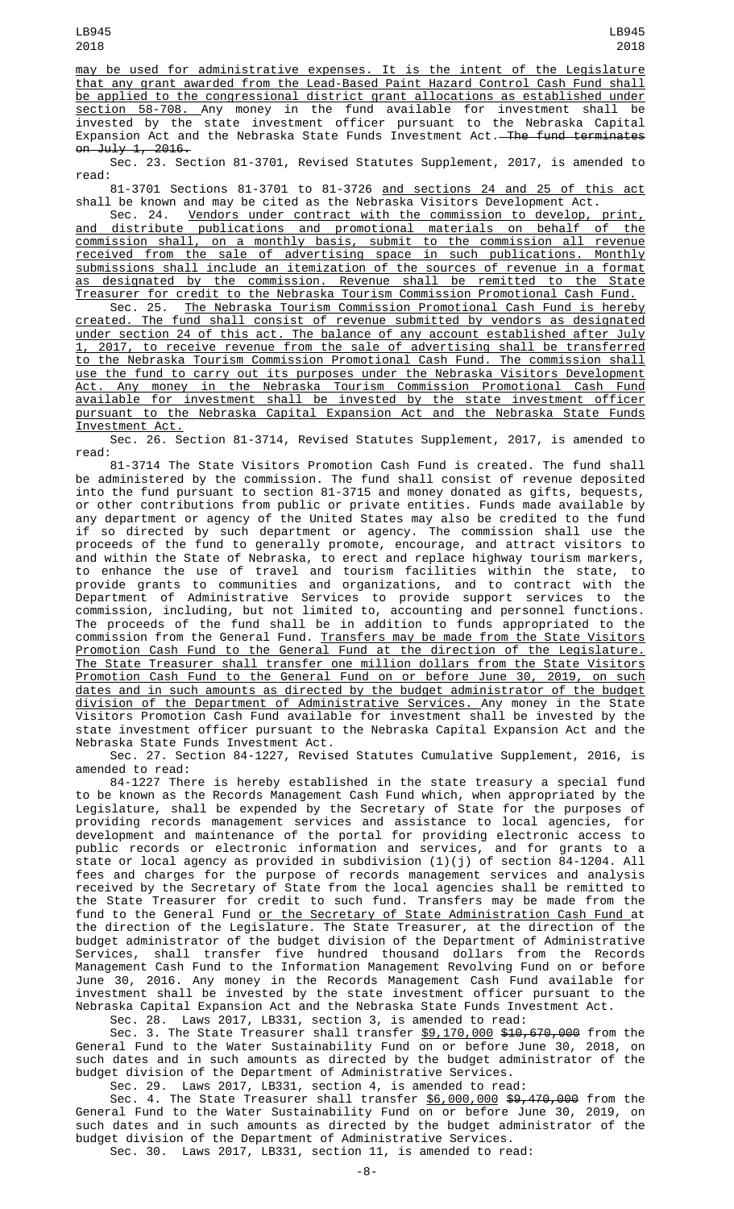may be used for administrative expenses. It is the intent of the Legislature that any grant awarded from the Lead-Based Paint Hazard Control Cash Fund shall be applied to the congressional district grant allocations as established under section 58-708. Any money in the fund available for investment shall be invested by the state investment officer pursuant to the Nebraska Capital Expansion Act and the Nebraska State Funds Investment Act. The fund terminates on July 1, 2016.

Sec. 23. Section 81-3701, Revised Statutes Supplement, 2017, is amended to read:

81-3701 Sections 81-3701 to 81-3726 and sections 24 and 25 of this act shall be known and may be cited as the Nebraska Visitors Development Act.

Sec. 24. Vendors under contract with the commission to develop, print, and distribute publications and promotional materials on behalf of the commission shall, on a monthly basis, submit to the commission all revenue received from the sale of advertising space in such publications. Monthly submissions shall include an itemization of the sources of revenue in a format as designated by the commission. Revenue shall be remitted to the State Treasurer for credit to the Nebraska Tourism Commission Promotional Cash Fund.

Sec. 25. The Nebraska Tourism Commission Promotional Cash Fund is hereby created. The fund shall consist of revenue submitted by vendors as designated under section 24 of this act. The balance of any account established after July 1, 2017, to receive revenue from the sale of advertising shall be transferred to the Nebraska Tourism Commission Promotional Cash Fund. The commission shall use the fund to carry out its purposes under the Nebraska Visitors Development Act. Any money in the Nebraska Tourism Commission Promotional Cash Fund available for investment shall be invested by the state investment officer pursuant to the Nebraska Capital Expansion Act and the Nebraska State Funds Investment Act.

Sec. 26. Section 81-3714, Revised Statutes Supplement, 2017, is amended to read:

81-3714 The State Visitors Promotion Cash Fund is created. The fund shall be administered by the commission. The fund shall consist of revenue deposited into the fund pursuant to section 81-3715 and money donated as gifts, bequests, or other contributions from public or private entities. Funds made available by any department or agency of the United States may also be credited to the fund if so directed by such department or agency. The commission shall use the proceeds of the fund to generally promote, encourage, and attract visitors to and within the State of Nebraska, to erect and replace highway tourism markers, to enhance the use of travel and tourism facilities within the state, to provide grants to communities and organizations, and to contract with the Department of Administrative Services to provide support services to the commission, including, but not limited to, accounting and personnel functions. The proceeds of the fund shall be in addition to funds appropriated to the commission from the General Fund. Transfers may be made from the State Visitors Promotion Cash Fund to the General Fund at the direction of the Legislature. The State Treasurer shall transfer one million dollars from the State Visitors Promotion Cash Fund to the General Fund on or before June 30, 2019, on such dates and in such amounts as directed by the budget administrator of the budget division of the Department of Administrative Services. Any money in the State Visitors Promotion Cash Fund available for investment shall be invested by the state investment officer pursuant to the Nebraska Capital Expansion Act and the Nebraska State Funds Investment Act.

Sec. 27. Section 84-1227, Revised Statutes Cumulative Supplement, 2016, is amended to read:

84-1227 There is hereby established in the state treasury a special fund to be known as the Records Management Cash Fund which, when appropriated by the Legislature, shall be expended by the Secretary of State for the purposes of providing records management services and assistance to local agencies, for development and maintenance of the portal for providing electronic access to public records or electronic information and services, and for grants to a state or local agency as provided in subdivision (1)(j) of section 84-1204. All fees and charges for the purpose of records management services and analysis received by the Secretary of State from the local agencies shall be remitted to the State Treasurer for credit to such fund. Transfers may be made from the fund to the General Fund or the Secretary of State Administration Cash Fund at the direction of the Legislature. The State Treasurer, at the direction of the budget administrator of the budget division of the Department of Administrative Services, shall transfer five hundred thousand dollars from the Records Management Cash Fund to the Information Management Revolving Fund on or before June 30, 2016. Any money in the Records Management Cash Fund available for investment shall be invested by the state investment officer pursuant to the Nebraska Capital Expansion Act and the Nebraska State Funds Investment Act.

Sec. 28. Laws 2017, LB331, section 3, is amended to read:

Sec. 3. The State Treasurer shall transfer $9,170,000 ~~$10,670,000~~ from the General Fund to the Water Sustainability Fund on or before June 30, 2018, on such dates and in such amounts as directed by the budget administrator of the budget division of the Department of Administrative Services.

Sec. 29. Laws 2017, LB331, section 4, is amended to read:

Sec. 4. The State Treasurer shall transfer $6,000,000 ~~$9,470,000~~ from the General Fund to the Water Sustainability Fund on or before June 30, 2019, on such dates and in such amounts as directed by the budget administrator of the budget division of the Department of Administrative Services.

Sec. 30. Laws 2017, LB331, section 11, is amended to read: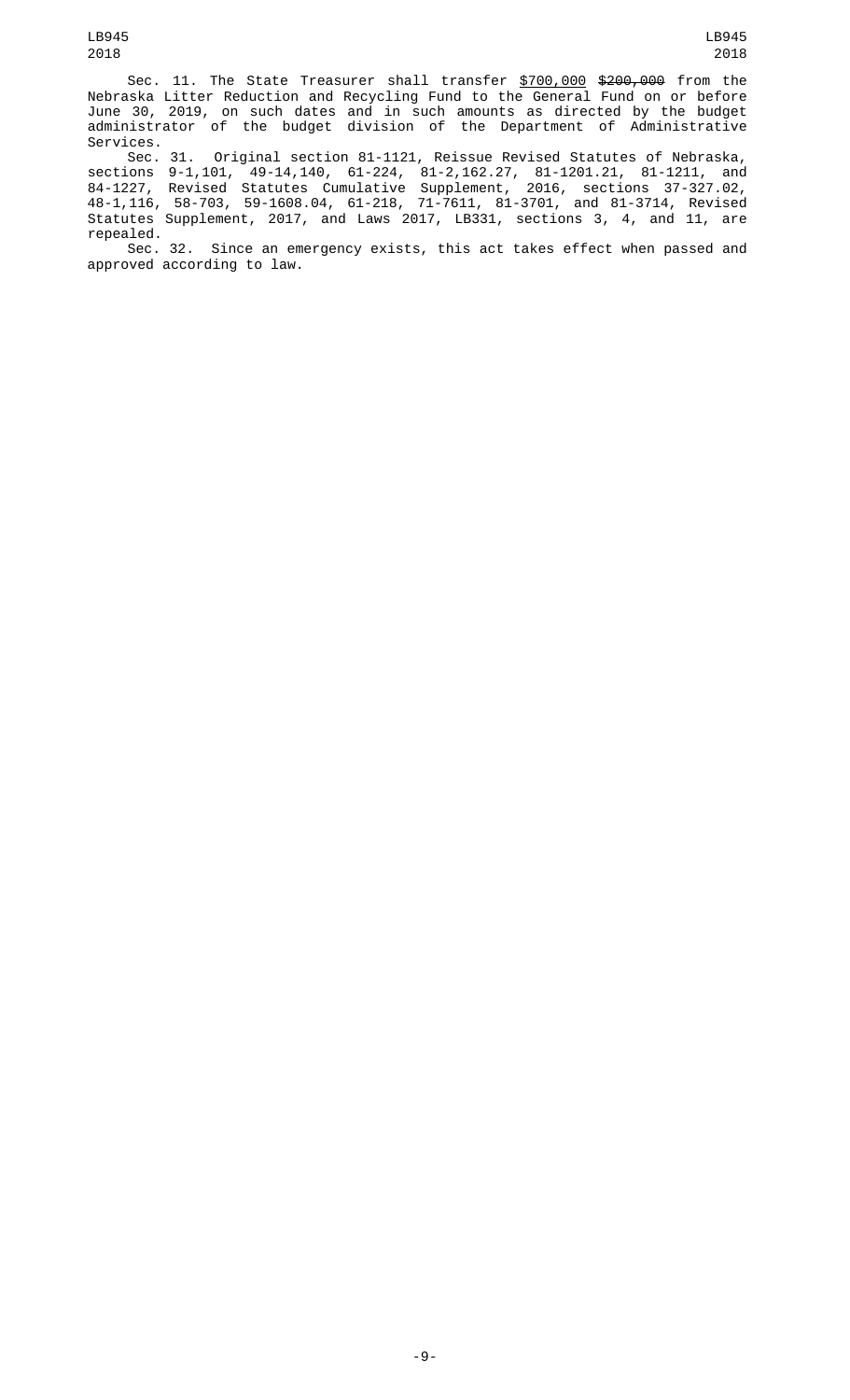Sec. 11. The State Treasurer shall transfer <u>$700,000</u> ~~$200,000~~ from the Nebraska Litter Reduction and Recycling Fund to the General Fund on or before June 30, 2019, on such dates and in such amounts as directed by the budget administrator of the budget division of the Department of Administrative Services.

Sec. 31. Original section 81-1121, Reissue Revised Statutes of Nebraska, sections 9-1,101, 49-14,140, 61-224, 81-2,162.27, 81-1201.21, 81-1211, and 84-1227, Revised Statutes Cumulative Supplement, 2016, sections 37-327.02, 48-1,116, 58-703, 59-1608.04, 61-218, 71-7611, 81-3701, and 81-3714, Revised Statutes Supplement, 2017, and Laws 2017, LB331, sections 3, 4, and 11, are repealed.

Sec. 32. Since an emergency exists, this act takes effect when passed and approved according to law.